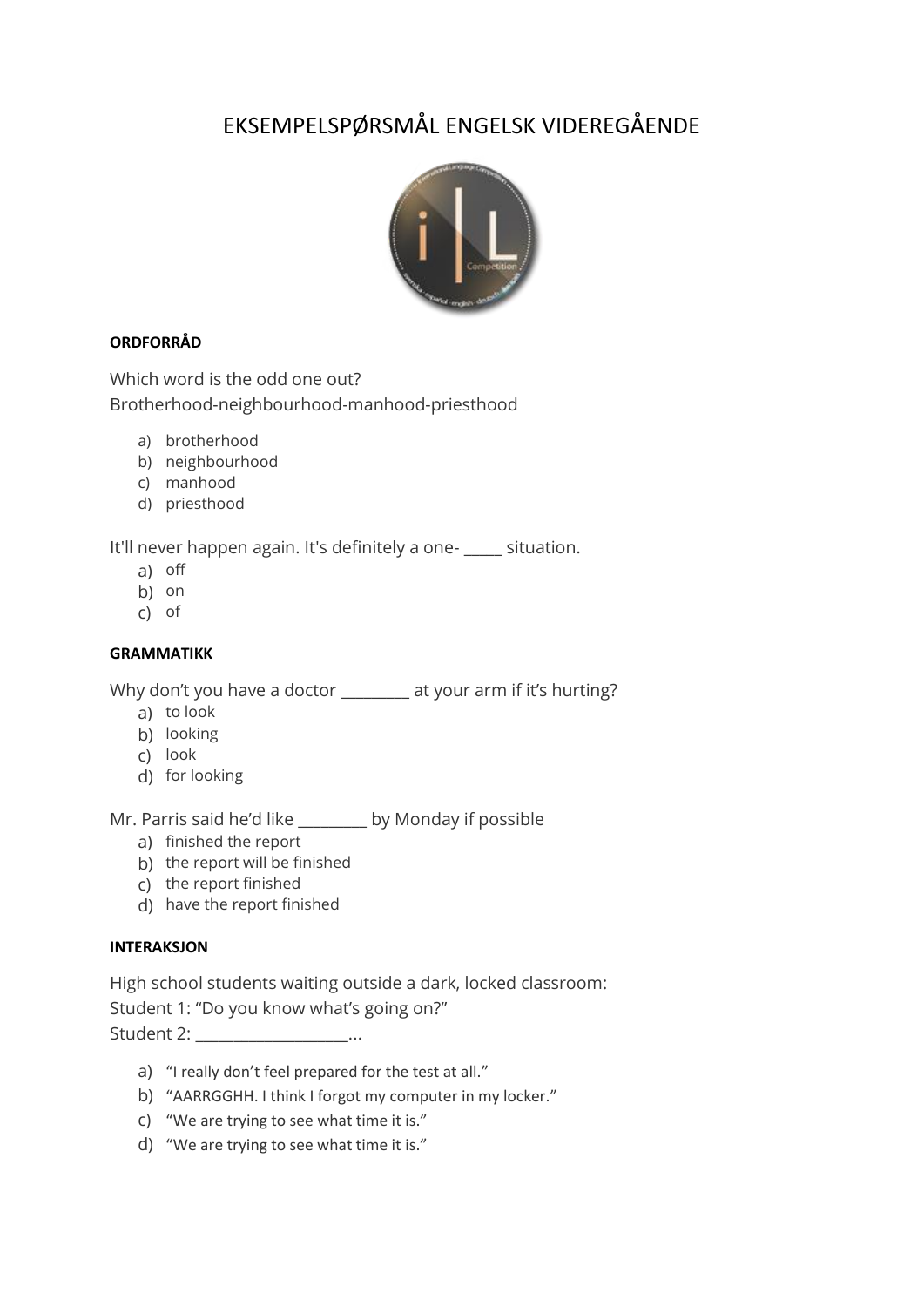# EKSEMPELSPØRSMÅL ENGELSK VIDEREGÅENDE

**ORDFORRÅD**

Which word is the odd one out?
Brotherhood-neighbourhood-manhood-priesthood

a) brotherhood
b) neighbourhood
c) manhood
d) priesthood

It'll never happen again. It's definitely a one- _____ situation.

a) off
b) on
c) of

**GRAMMATIKK**

Why don't you have a doctor _________ at your arm if it's hurting?

a) to look
b) looking
c) look
d) for looking

Mr. Parris said he'd like _________ by Monday if possible

a) finished the report
b) the report will be finished
c) the report finished
d) have the report finished

**INTERAKSJON**

High school students waiting outside a dark, locked classroom:
Student 1: "Do you know what's going on?"
Student 2: ___________________...

a) "I really don't feel prepared for the test at all."
b) "AARRGGHH. I think I forgot my computer in my locker."
c) "We are trying to see what time it is."
d) "We are trying to see what time it is."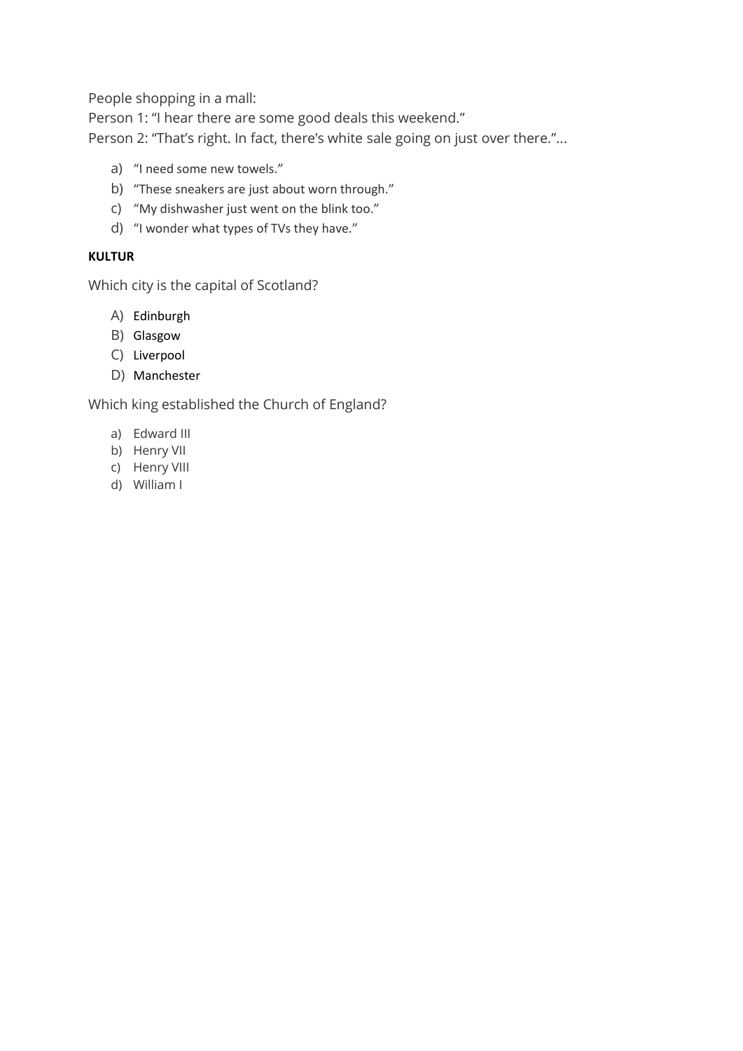People shopping in a mall:
Person 1: "I hear there are some good deals this weekend."
Person 2: "That's right. In fact, there's white sale going on just over there."...

a) "I need some new towels."
b) "These sneakers are just about worn through."
c) "My dishwasher just went on the blink too."
d) "I wonder what types of TVs they have."

**KULTUR**

Which city is the capital of Scotland?

A) Edinburgh
B) Glasgow
C) Liverpool
D) Manchester

Which king established the Church of England?

a) Edward III
b) Henry VII
c) Henry VIII
d) William I